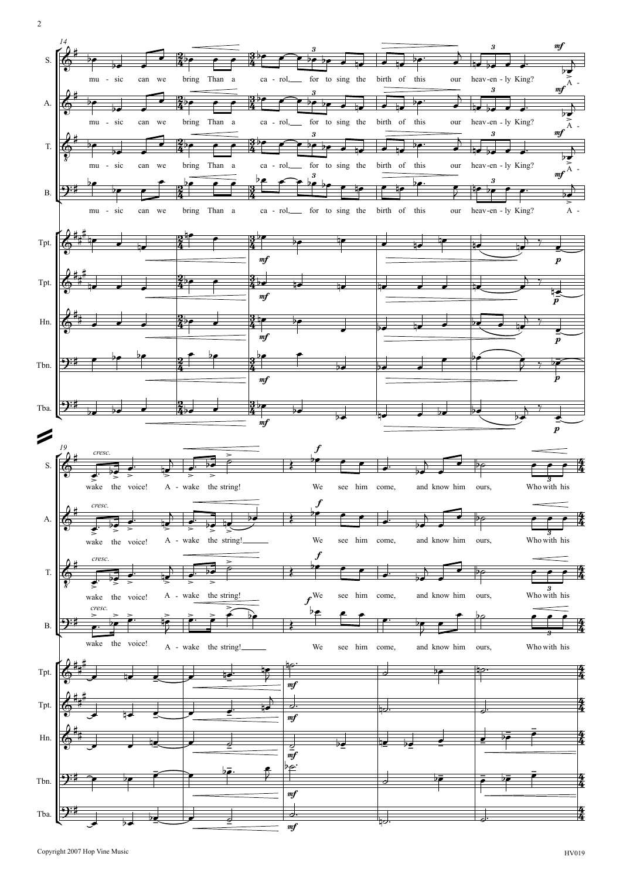mu - sic can we bring Than a ca - rol, for to sing the birth of this our heav-en - ly King? A -

wake the voice! A - wake the string! We see him come, and know him ours, Who with his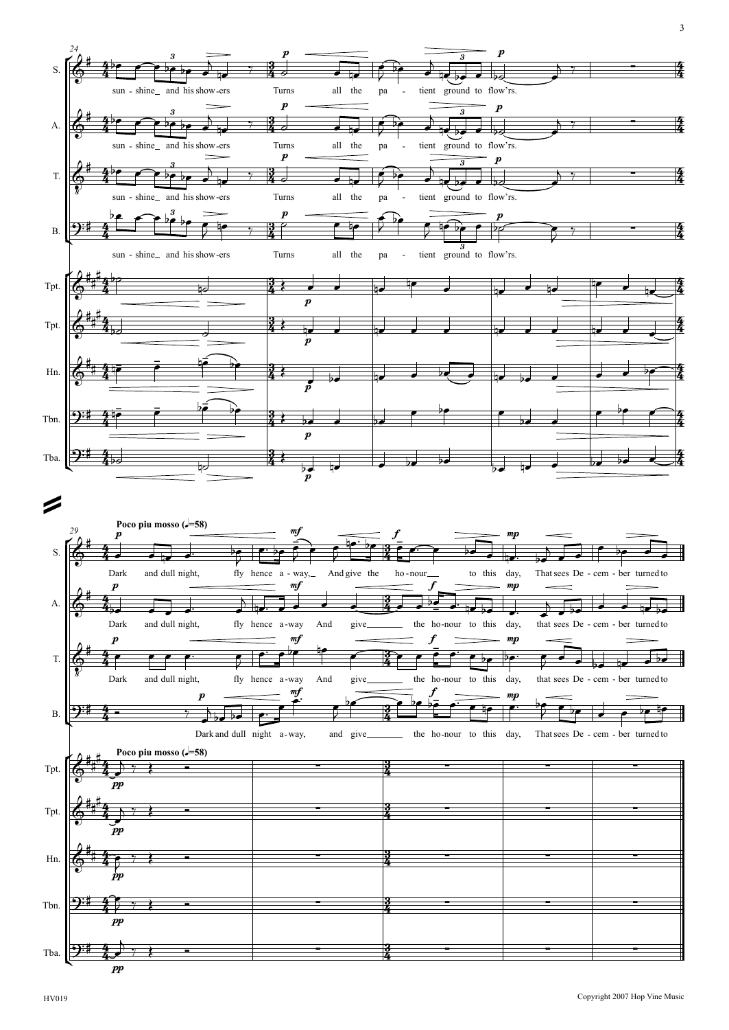S. A. T. B.

sun - shine_ and his show-ers Turns all the pa - tient ground to flow'rs.

Tpt. Tpt. Hn. Tbn. Tba.

**Poco piu mosso (♩=58)**

S.: Dark and dull night, fly hence a - way,_ And give the ho - nour__ to this day, That sees De - cem - ber turned to

A.: Dark and dull night, fly hence a-way And give_______ the ho-nour to this day, that sees De - cem - ber turned to

T.: Dark and dull night, fly hence a-way And give_______ the ho-nour to this day, that sees De - cem - ber turned to

B.: Dark and dull night a-way, and give_______ the ho-nour to this day, That sees De - cem - ber turned to